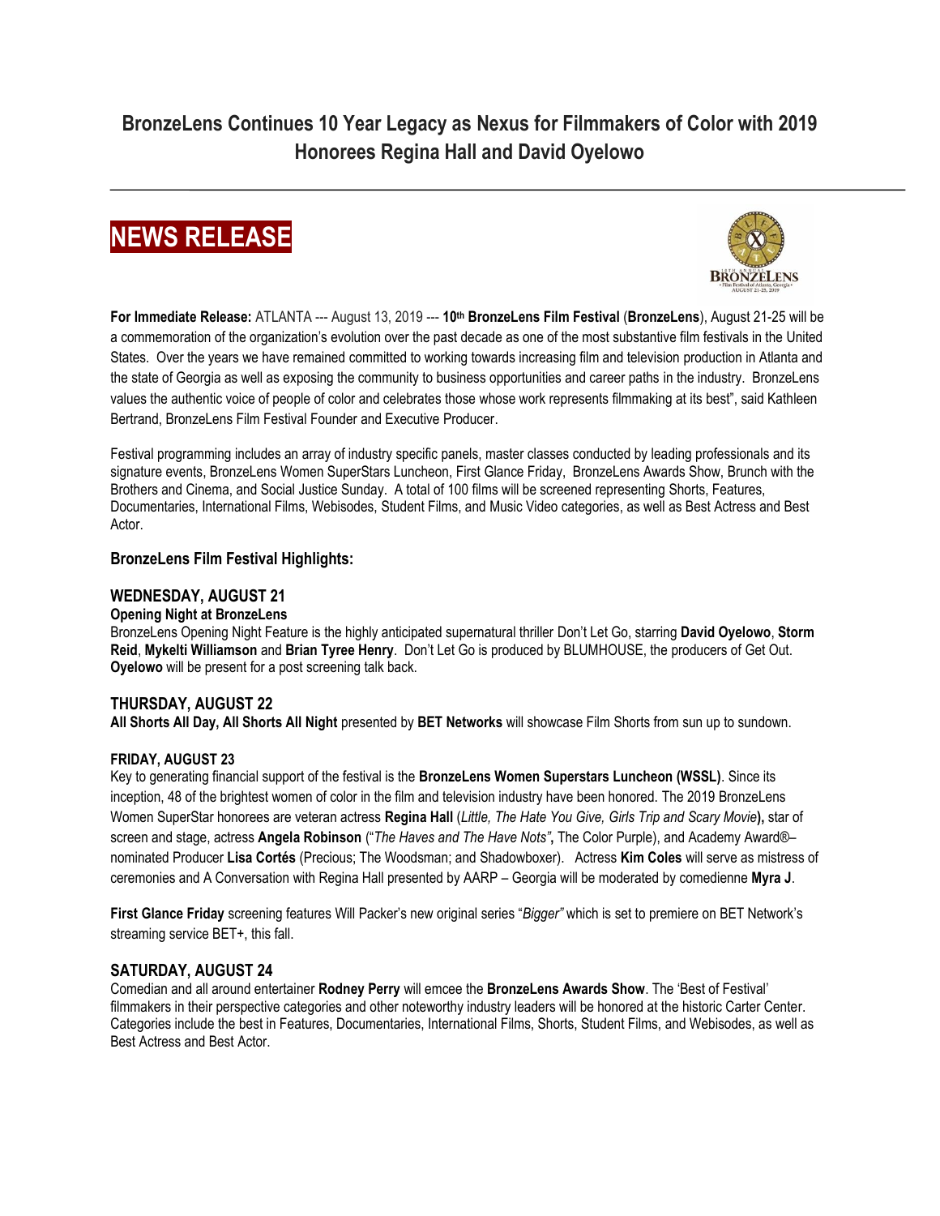# BronzeLens Continues 10 Year Legacy as Nexus for Filmmakers of Color with 2019 Honorees Regina Hall and David Oyelowo

## NEWS RELEASE

**For Immediate Release:** ATLANTA --- August 13, 2019 --- **10th BronzeLens Film Festival** (**BronzeLens**), August 21-25 will be a commemoration of the organization's evolution over the past decade as one of the most substantive film festivals in the United States. Over the years we have remained committed to working towards increasing film and television production in Atlanta and the state of Georgia as well as exposing the community to business opportunities and career paths in the industry. BronzeLens values the authentic voice of people of color and celebrates those whose work represents filmmaking at its best", said Kathleen Bertrand, BronzeLens Film Festival Founder and Executive Producer.

Festival programming includes an array of industry specific panels, master classes conducted by leading professionals and its signature events, BronzeLens Women SuperStars Luncheon, First Glance Friday, BronzeLens Awards Show, Brunch with the Brothers and Cinema, and Social Justice Sunday. A total of 100 films will be screened representing Shorts, Features, Documentaries, International Films, Webisodes, Student Films, and Music Video categories, as well as Best Actress and Best Actor.

### BronzeLens Film Festival Highlights:

### WEDNESDAY, AUGUST 21

**Opening Night at BronzeLens**

BronzeLens Opening Night Feature is the highly anticipated supernatural thriller Don't Let Go, starring **David Oyelowo**, **Storm Reid**, **Mykelti Williamson** and **Brian Tyree Henry**. Don't Let Go is produced by BLUMHOUSE, the producers of Get Out. **Oyelowo** will be present for a post screening talk back.

### THURSDAY, AUGUST 22

**All Shorts All Day, All Shorts All Night** presented by **BET Networks** will showcase Film Shorts from sun up to sundown.

### FRIDAY, AUGUST 23

Key to generating financial support of the festival is the **BronzeLens Women Superstars Luncheon (WSSL)**. Since its inception, 48 of the brightest women of color in the film and television industry have been honored. The 2019 BronzeLens Women SuperStar honorees are veteran actress **Regina Hall** (*Little, The Hate You Give, Girls Trip and Scary Movie*), star of screen and stage, actress **Angela Robinson** ("*The Haves and The Have Nots"*, The Color Purple), and Academy Award®–nominated Producer **Lisa Cortés** (Precious; The Woodsman; and Shadowboxer). Actress **Kim Coles** will serve as mistress of ceremonies and A Conversation with Regina Hall presented by AARP – Georgia will be moderated by comedienne **Myra J**.

**First Glance Friday** screening features Will Packer's new original series "*Bigger"* which is set to premiere on BET Network's streaming service BET+, this fall.

### SATURDAY, AUGUST 24

Comedian and all around entertainer **Rodney Perry** will emcee the **BronzeLens Awards Show**. The 'Best of Festival' filmmakers in their perspective categories and other noteworthy industry leaders will be honored at the historic Carter Center. Categories include the best in Features, Documentaries, International Films, Shorts, Student Films, and Webisodes, as well as Best Actress and Best Actor.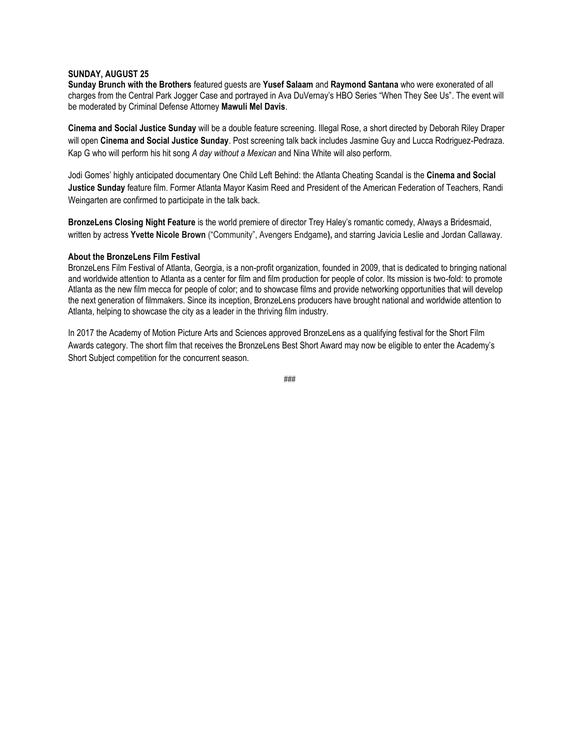**SUNDAY, AUGUST 25**

**Sunday Brunch with the Brothers** featured guests are **Yusef Salaam** and **Raymond Santana** who were exonerated of all charges from the Central Park Jogger Case and portrayed in Ava DuVernay's HBO Series "When They See Us". The event will be moderated by Criminal Defense Attorney **Mawuli Mel Davis**.

**Cinema and Social Justice Sunday** will be a double feature screening. Illegal Rose, a short directed by Deborah Riley Draper will open **Cinema and Social Justice Sunday**. Post screening talk back includes Jasmine Guy and Lucca Rodriguez-Pedraza. Kap G who will perform his hit song *A day without a Mexican* and Nina White will also perform.

Jodi Gomes' highly anticipated documentary One Child Left Behind: the Atlanta Cheating Scandal is the **Cinema and Social Justice Sunday** feature film. Former Atlanta Mayor Kasim Reed and President of the American Federation of Teachers, Randi Weingarten are confirmed to participate in the talk back.

**BronzeLens Closing Night Feature** is the world premiere of director Trey Haley's romantic comedy, Always a Bridesmaid, written by actress **Yvette Nicole Brown** ("Community", Avengers Endgame**),** and starring Javicia Leslie and Jordan Callaway.

**About the BronzeLens Film Festival**

BronzeLens Film Festival of Atlanta, Georgia, is a non-profit organization, founded in 2009, that is dedicated to bringing national and worldwide attention to Atlanta as a center for film and film production for people of color. Its mission is two-fold: to promote Atlanta as the new film mecca for people of color; and to showcase films and provide networking opportunities that will develop the next generation of filmmakers. Since its inception, BronzeLens producers have brought national and worldwide attention to Atlanta, helping to showcase the city as a leader in the thriving film industry.

In 2017 the Academy of Motion Picture Arts and Sciences approved BronzeLens as a qualifying festival for the Short Film Awards category. The short film that receives the BronzeLens Best Short Award may now be eligible to enter the Academy's Short Subject competition for the concurrent season.

###